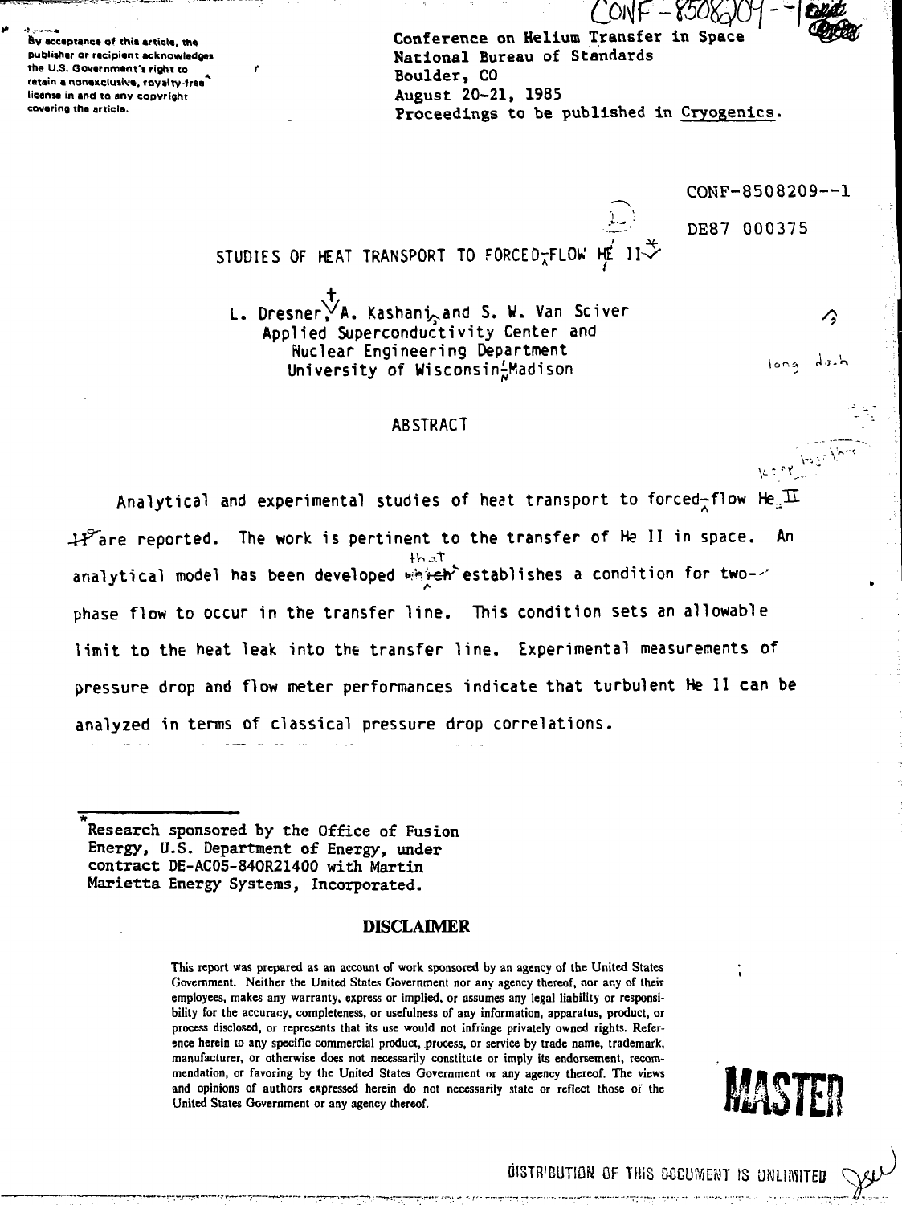By acceptance of this article, the publisher or recipient acknowledges the U.S. Government's right to retain a nonexclusive, royalty-free license in and to any copyright covering the article.

Conference on Helium Transfer in Space
National Bureau of Standards
Boulder, CO
August 20-21, 1985
Proceedings to be published in Cryogenics.

CONF-8508209--1

DE87 000375

# STUDIES OF HEAT TRANSPORT TO FORCED-FLOW He II*

L. Dresner,[†] A. Kashani, and S. W. Van Sciver
Applied Superconductivity Center and
Nuclear Engineering Department
University of Wisconsin-Madison

## ABSTRACT

Analytical and experimental studies of heat transport to forced-flow He II are reported. The work is pertinent to the transfer of He II in space. An analytical model has been developed that establishes a condition for two-phase flow to occur in the transfer line. This condition sets an allowable limit to the heat leak into the transfer line. Experimental measurements of pressure drop and flow meter performances indicate that turbulent He II can be analyzed in terms of classical pressure drop correlations.

---

*Research sponsored by the Office of Fusion Energy, U.S. Department of Energy, under contract DE-AC05-84OR21400 with Martin Marietta Energy Systems, Incorporated.

**DISCLAIMER**

This report was prepared as an account of work sponsored by an agency of the United States Government. Neither the United States Government nor any agency thereof, nor any of their employees, makes any warranty, express or implied, or assumes any legal liability or responsibility for the accuracy, completeness, or usefulness of any information, apparatus, product, or process disclosed, or represents that its use would not infringe privately owned rights. Reference herein to any specific commercial product, process, or service by trade name, trademark, manufacturer, or otherwise does not necessarily constitute or imply its endorsement, recommendation, or favoring by the United States Government or any agency thereof. The views and opinions of authors expressed herein do not necessarily state or reflect those of the United States Government or any agency thereof.

**MASTER**

DISTRIBUTION OF THIS DOCUMENT IS UNLIMITED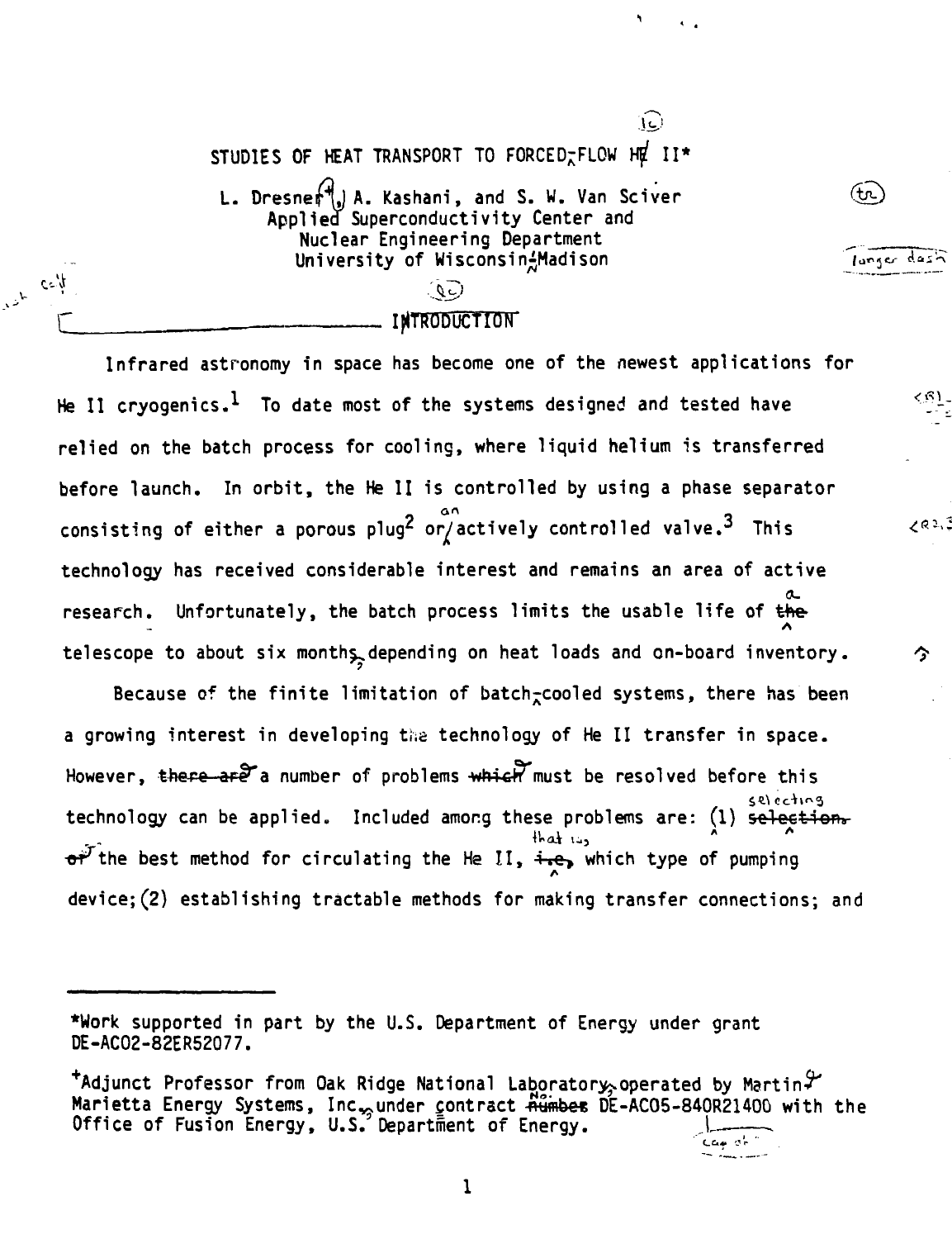# STUDIES OF HEAT TRANSPORT TO FORCED-FLOW He II*

L. Dresner[+], A. Kashani, and S. W. Van Sciver
Applied Superconductivity Center and
Nuclear Engineering Department
University of Wisconsin-Madison

## INTRODUCTION

Infrared astronomy in space has become one of the newest applications for He II cryogenics.[1] To date most of the systems designed and tested have relied on the batch process for cooling, where liquid helium is transferred before launch. In orbit, the He II is controlled by using a phase separator consisting of either a porous plug[2] or an actively controlled valve.[3] This technology has received considerable interest and remains an area of active research. Unfortunately, the batch process limits the usable life of a telescope to about six months, depending on heat loads and on-board inventory.

Because of the finite limitation of batch-cooled systems, there has been a growing interest in developing the technology of He II transfer in space. However, a number of problems must be resolved before this technology can be applied. Included among these problems are: (1) selecting the best method for circulating the He II, that is, which type of pumping device; (2) establishing tractable methods for making transfer connections; and

---

*Work supported in part by the U.S. Department of Energy under grant DE-AC02-82ER52077.

[+]Adjunct Professor from Oak Ridge National Laboratory, operated by Martin Marietta Energy Systems, Inc., under contract No. DE-AC05-84OR21400 with the Office of Fusion Energy, U.S. Department of Energy.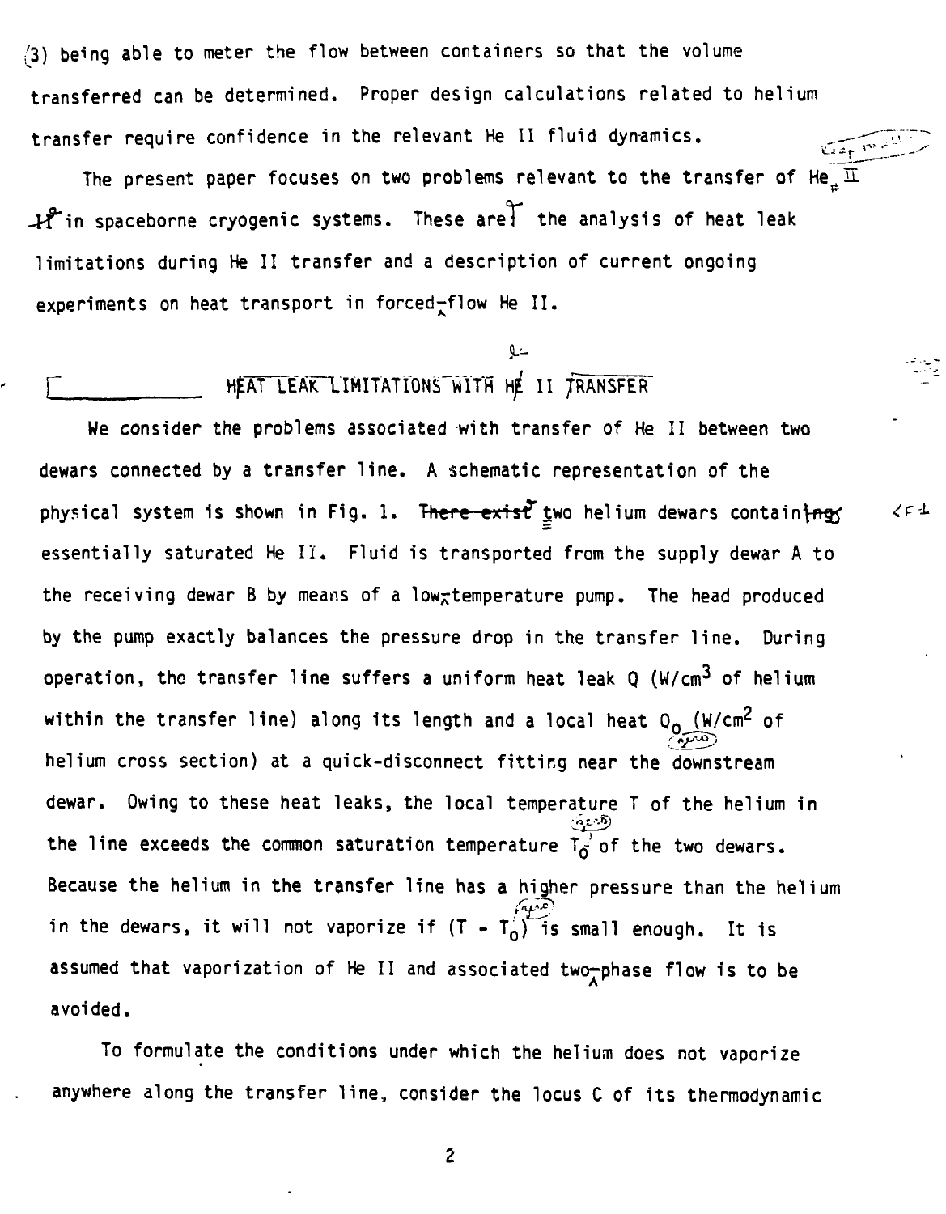(3) being able to meter the flow between containers so that the volume transferred can be determined. Proper design calculations related to helium transfer require confidence in the relevant He II fluid dynamics.

The present paper focuses on two problems relevant to the transfer of He II in spaceborne cryogenic systems. These are the analysis of heat leak limitations during He II transfer and a description of current ongoing experiments on heat transport in forced-flow He II.

## HEAT LEAK LIMITATIONS WITH He II TRANSFER

We consider the problems associated with transfer of He II between two dewars connected by a transfer line. A schematic representation of the physical system is shown in Fig. 1. Two helium dewars contain essentially saturated He II. Fluid is transported from the supply dewar A to the receiving dewar B by means of a low-temperature pump. The head produced by the pump exactly balances the pressure drop in the transfer line. During operation, the transfer line suffers a uniform heat leak $Q$ (W/cm$^3$ of helium within the transfer line) along its length and a local heat $Q_0$ (W/cm$^2$ of helium cross section) at a quick-disconnect fitting near the downstream dewar. Owing to these heat leaks, the local temperature $T$ of the helium in the line exceeds the common saturation temperature $T_0$ of the two dewars. Because the helium in the transfer line has a higher pressure than the helium in the dewars, it will not vaporize if $(T - T_0)$ is small enough. It is assumed that vaporization of He II and associated two-phase flow is to be avoided.

To formulate the conditions under which the helium does not vaporize anywhere along the transfer line, consider the locus C of its thermodynamic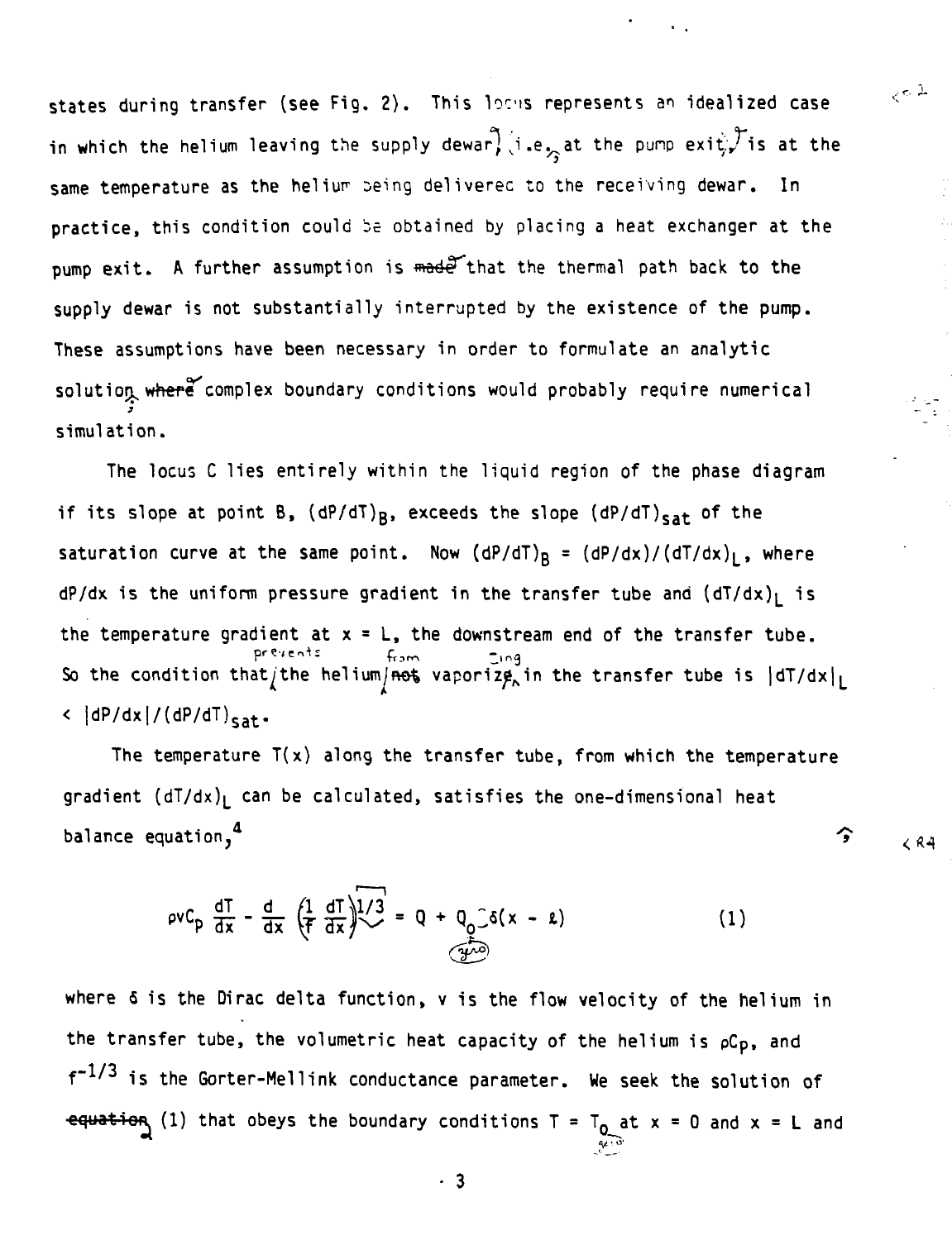states during transfer (see Fig. 2). This locus represents an idealized case in which the helium leaving the supply dewar, i.e., at the pump exit, is at the same temperature as the helium being delivered to the receiving dewar. In practice, this condition could be obtained by placing a heat exchanger at the pump exit. A further assumption is that the thermal path back to the supply dewar is not substantially interrupted by the existence of the pump. These assumptions have been necessary in order to formulate an analytic solution; complex boundary conditions would probably require numerical simulation.

The locus C lies entirely within the liquid region of the phase diagram if its slope at point B, $(dP/dT)_B$, exceeds the slope $(dP/dT)_{sat}$ of the saturation curve at the same point. Now $(dP/dT)_B = (dP/dx)/(dT/dx)_L$, where $dP/dx$ is the uniform pressure gradient in the transfer tube and $(dT/dx)_L$ is the temperature gradient at $x = L$, the downstream end of the transfer tube. So the condition that prevents the helium from vaporizing in the transfer tube is $|dT/dx|_L < |dP/dx|/(dP/dT)_{sat}$.

The temperature $T(x)$ along the transfer tube, from which the temperature gradient $(dT/dx)_L$ can be calculated, satisfies the one-dimensional heat balance equation,[4]

$$\rho v C_p \frac{dT}{dx} - \frac{d}{dx}\left(\frac{1}{f}\frac{dT}{dx}\right)^{1/3} = Q + Q_0 \delta(x - \ell) \qquad (1)$$

where $\delta$ is the Dirac delta function, $v$ is the flow velocity of the helium in the transfer tube, the volumetric heat capacity of the helium is $\rho C_p$, and $f^{-1/3}$ is the Gorter-Mellink conductance parameter. We seek the solution of (1) that obeys the boundary conditions $T = T_0$ at $x = 0$ and $x = L$ and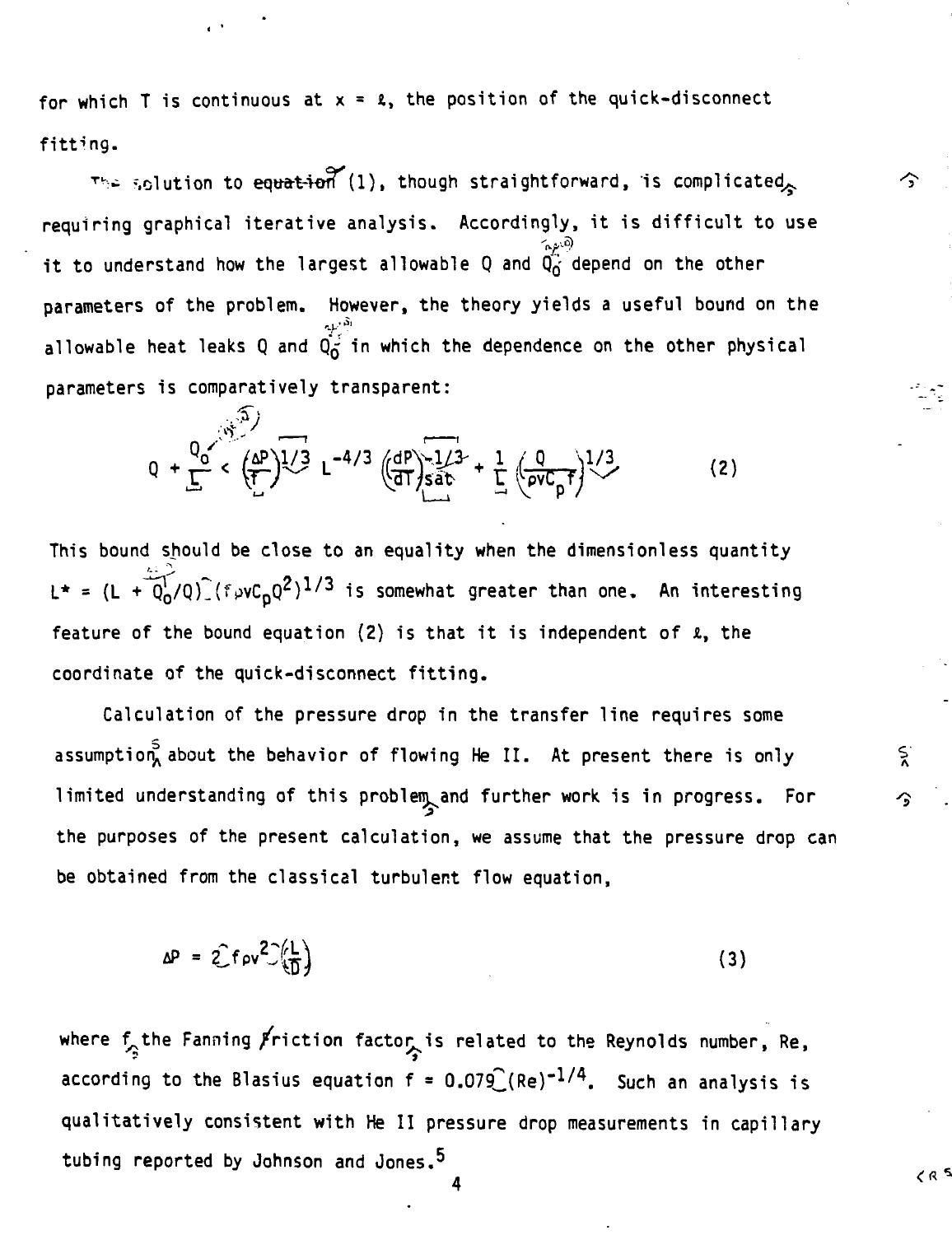for which T is continuous at $x = \ell$, the position of the quick-disconnect fitting.

The solution to equation (1), though straightforward, is complicated, requiring graphical iterative analysis. Accordingly, it is difficult to use it to understand how the largest allowable Q and $Q_0$ depend on the other parameters of the problem. However, the theory yields a useful bound on the allowable heat leaks Q and $Q_0$ in which the dependence on the other physical parameters is comparatively transparent:

$$Q + \frac{Q_0}{L} < \left(\frac{\Delta P}{f}\right)^{1/3} L^{-4/3} \left(\frac{dP}{dT}\right)_{sat}^{-1/3} + \frac{1}{L}\left(\frac{Q}{\rho v C_p f}\right)^{1/3} \tag{2}$$

This bound should be close to an equality when the dimensionless quantity $L^* = (L + Q_0/Q)(f\rho v C_p Q^2)^{1/3}$ is somewhat greater than one. An interesting feature of the bound equation (2) is that it is independent of $\ell$, the coordinate of the quick-disconnect fitting.

Calculation of the pressure drop in the transfer line requires some assumptions about the behavior of flowing He II. At present there is only limited understanding of this problem and further work is in progress. For the purposes of the present calculation, we assume that the pressure drop can be obtained from the classical turbulent flow equation,

$$\Delta P = 2 f \rho v^2 \left(\frac{L}{D}\right) \tag{3}$$

where f, the Fanning friction factor, is related to the Reynolds number, Re, according to the Blasius equation $f = 0.079 (Re)^{-1/4}$. Such an analysis is qualitatively consistent with He II pressure drop measurements in capillary tubing reported by Johnson and Jones.[5]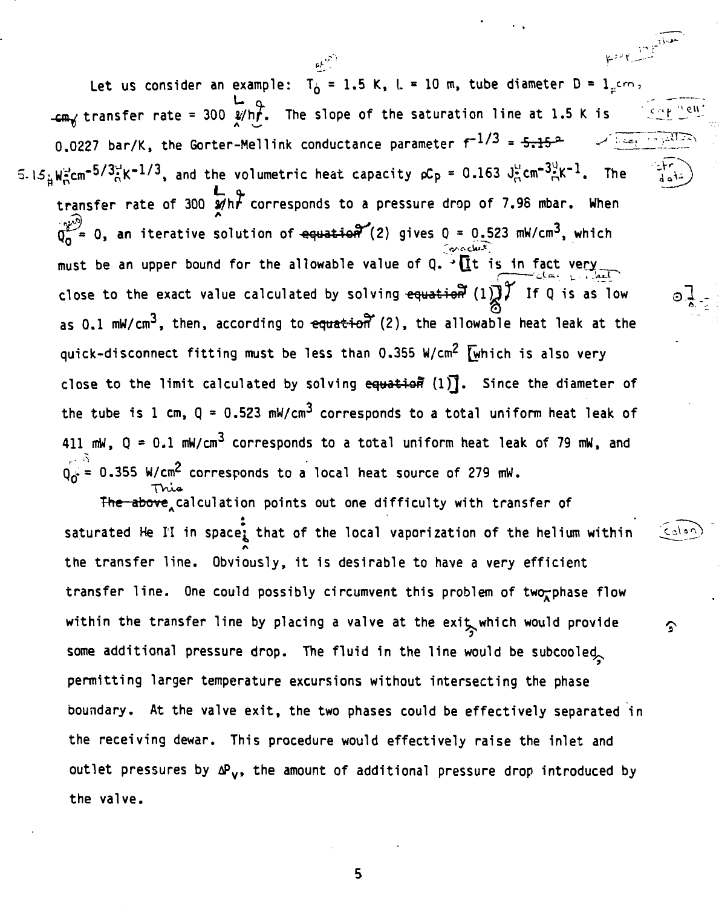Let us consider an example: $T_0$ = 1.5 K, L = 10 m, tube diameter D = 1 cm, transfer rate = 300 L/h. The slope of the saturation line at 1.5 K is 0.0227 bar/K, the Gorter-Mellink conductance parameter $f^{-1/3}$ = 5.15 W cm$^{-5/3}$ K$^{-1/3}$, and the volumetric heat capacity $\rho C_p$ = 0.163 J cm$^{-3}$ K$^{-1}$. The transfer rate of 300 L/h corresponds to a pressure drop of 7.96 mbar. When $\dot{Q}_0$ = 0, an iterative solution of (2) gives Q = 0.523 mW/cm$^3$, which must be an upper bound for the allowable value of Q. [It is in fact very close to the exact value calculated by solving (1).] If Q is as low as 0.1 mW/cm$^3$, then, according to (2), the allowable heat leak at the quick-disconnect fitting must be less than 0.355 W/cm$^2$ [which is also very close to the limit calculated by solving (1)]. Since the diameter of the tube is 1 cm, Q = 0.523 mW/cm$^3$ corresponds to a total uniform heat leak of 411 mW, Q = 0.1 mW/cm$^3$ corresponds to a total uniform heat leak of 79 mW, and $\dot{Q}_0$ = 0.355 W/cm$^2$ corresponds to a local heat source of 279 mW.

This calculation points out one difficulty with transfer of saturated He II in space: that of the local vaporization of the helium within the transfer line. Obviously, it is desirable to have a very efficient transfer line. One could possibly circumvent this problem of two-phase flow within the transfer line by placing a valve at the exit, which would provide some additional pressure drop. The fluid in the line would be subcooled, permitting larger temperature excursions without intersecting the phase boundary. At the valve exit, the two phases could be effectively separated in the receiving dewar. This procedure would effectively raise the inlet and outlet pressures by $\Delta P_v$, the amount of additional pressure drop introduced by the valve.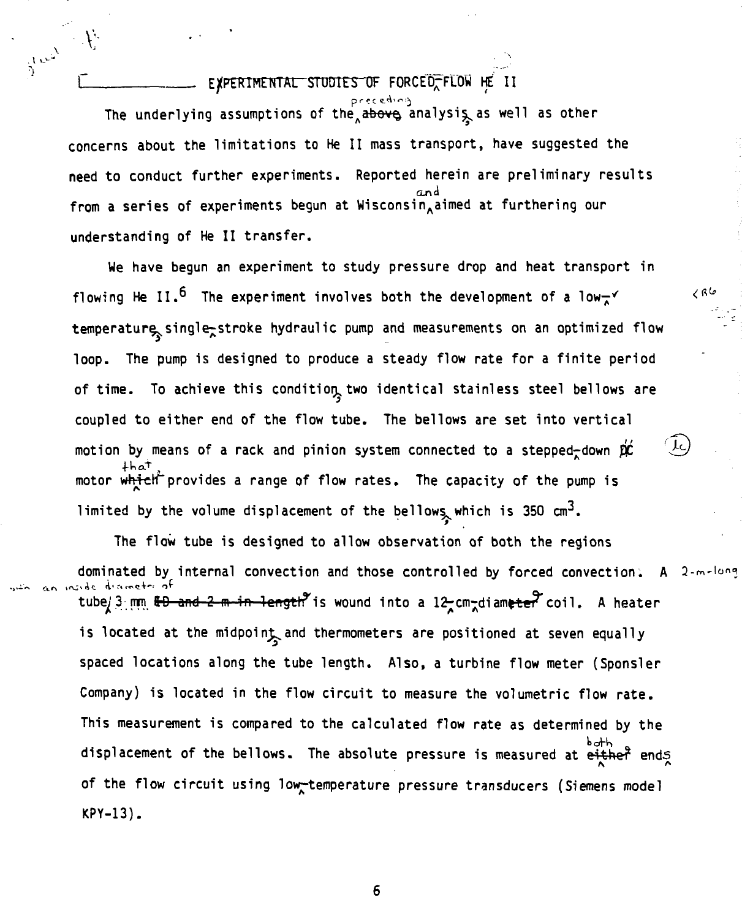## EXPERIMENTAL STUDIES OF FORCED-FLOW HE II

The underlying assumptions of the preceding analysis, as well as other concerns about the limitations to He II mass transport, have suggested the need to conduct further experiments. Reported herein are preliminary results from a series of experiments begun at Wisconsin and aimed at furthering our understanding of He II transfer.

We have begun an experiment to study pressure drop and heat transport in flowing He II.[6] The experiment involves both the development of a low-temperature, single-stroke hydraulic pump and measurements on an optimized flow loop. The pump is designed to produce a steady flow rate for a finite period of time. To achieve this condition, two identical stainless steel bellows are coupled to either end of the flow tube. The bellows are set into vertical motion by means of a rack and pinion system connected to a stepped-down DC motor that provides a range of flow rates. The capacity of the pump is limited by the volume displacement of the bellows, which is 350 $cm^3$.

The flow tube is designed to allow observation of both the regions dominated by internal convection and those controlled by forced convection. A 2-m-long tube with an inside diameter of 3 mm is wound into a 12-cm-diameter coil. A heater is located at the midpoint, and thermometers are positioned at seven equally spaced locations along the tube length. Also, a turbine flow meter (Sponsler Company) is located in the flow circuit to measure the volumetric flow rate. This measurement is compared to the calculated flow rate as determined by the displacement of the bellows. The absolute pressure is measured at both ends of the flow circuit using low-temperature pressure transducers (Siemens model KPY-13).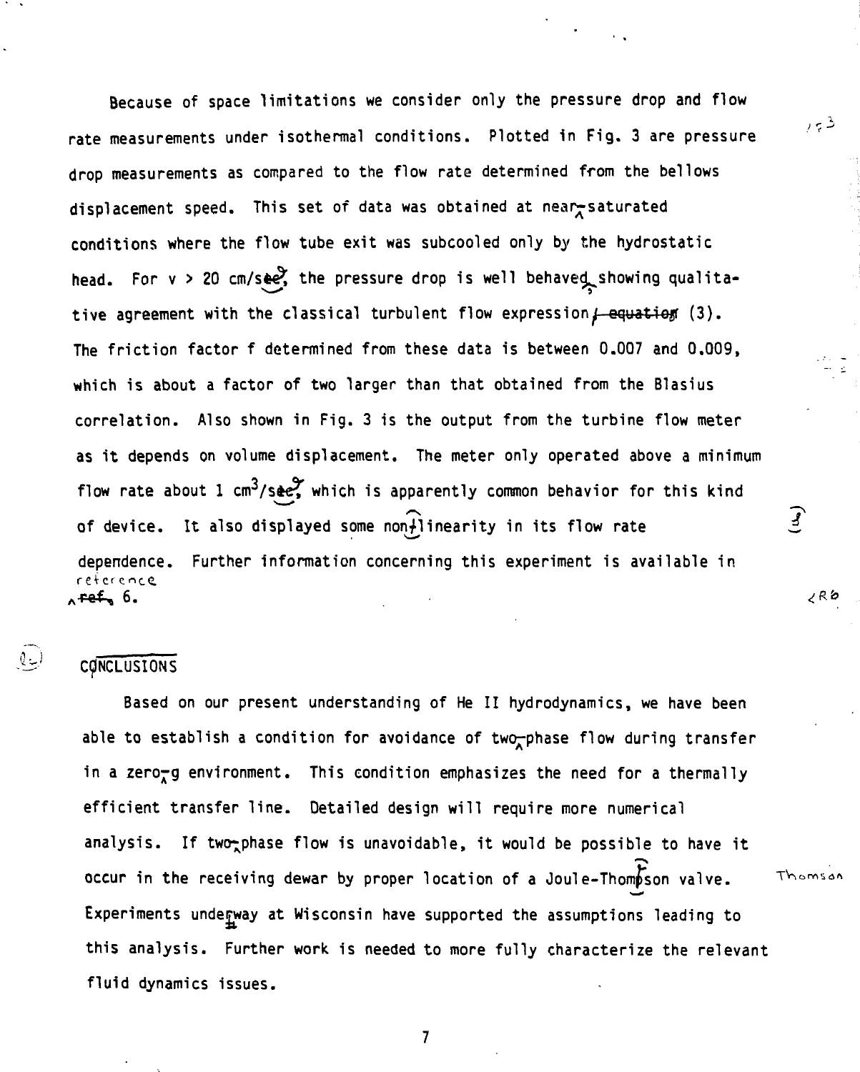Because of space limitations we consider only the pressure drop and flow rate measurements under isothermal conditions. Plotted in Fig. 3 are pressure drop measurements as compared to the flow rate determined from the bellows displacement speed. This set of data was obtained at near-saturated conditions where the flow tube exit was subcooled only by the hydrostatic head. For $v > 20$ cm/s, the pressure drop is well behaved, showing qualitative agreement with the classical turbulent flow expression (3). The friction factor f determined from these data is between 0.007 and 0.009, which is about a factor of two larger than that obtained from the Blasius correlation. Also shown in Fig. 3 is the output from the turbine flow meter as it depends on volume displacement. The meter only operated above a minimum flow rate about 1 $cm^3/s$, which is apparently common behavior for this kind of device. It also displayed some nonlinearity in its flow rate dependence. Further information concerning this experiment is available in reference 6.

## CONCLUSIONS

Based on our present understanding of He II hydrodynamics, we have been able to establish a condition for avoidance of two-phase flow during transfer in a zero-g environment. This condition emphasizes the need for a thermally efficient transfer line. Detailed design will require more numerical analysis. If two-phase flow is unavoidable, it would be possible to have it occur in the receiving dewar by proper location of a Joule-Thomson valve. Experiments underway at Wisconsin have supported the assumptions leading to this analysis. Further work is needed to more fully characterize the relevant fluid dynamics issues.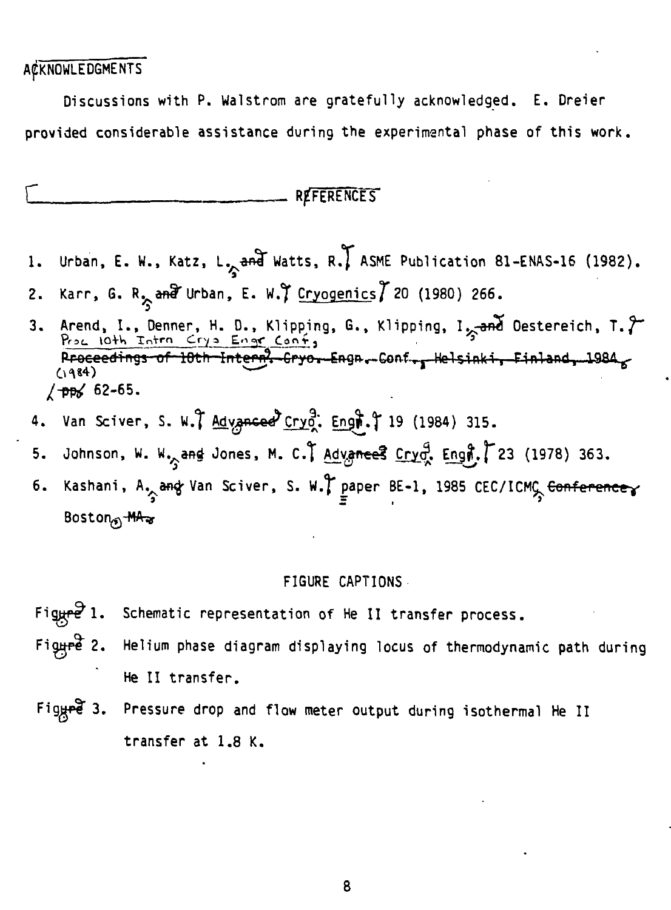## ACKNOWLEDGMENTS

Discussions with P. Walstrom are gratefully acknowledged. E. Dreier provided considerable assistance during the experimental phase of this work.

## REFERENCES

1. Urban, E. W., Katz, L. and Watts, R. ASME Publication 81-ENAS-16 (1982).
2. Karr, G. R. and Urban, E. W. Cryogenics 20 (1980) 266.
3. Arend, I., Denner, H. D., Klipping, G., Klipping, I. and Oestereich, T. Proceedings of 10th Intern. Cryo. Engn. Conf., Helsinki, Finland, 1984, pp. 62-65.
4. Van Sciver, S. W. Advanced Cryo. Engn. 19 (1984) 315.
5. Johnson, W. W. and Jones, M. C. Advances Cryo. Engn. 23 (1978) 363.
6. Kashani, A. and Van Sciver, S. W. paper BE-1, 1985 CEC/ICMC Conference, Boston, MA.

## FIGURE CAPTIONS

Figure 1. Schematic representation of He II transfer process.

Figure 2. Helium phase diagram displaying locus of thermodynamic path during He II transfer.

Figure 3. Pressure drop and flow meter output during isothermal He II transfer at 1.8 K.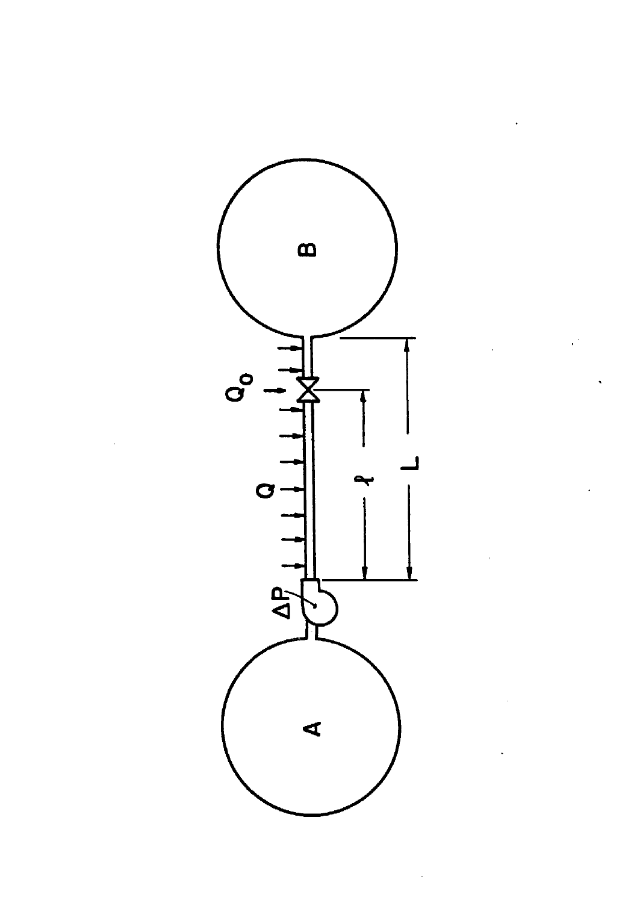$Q_o$

$Q$

$\Delta P$

A

B

$\ell$

$L$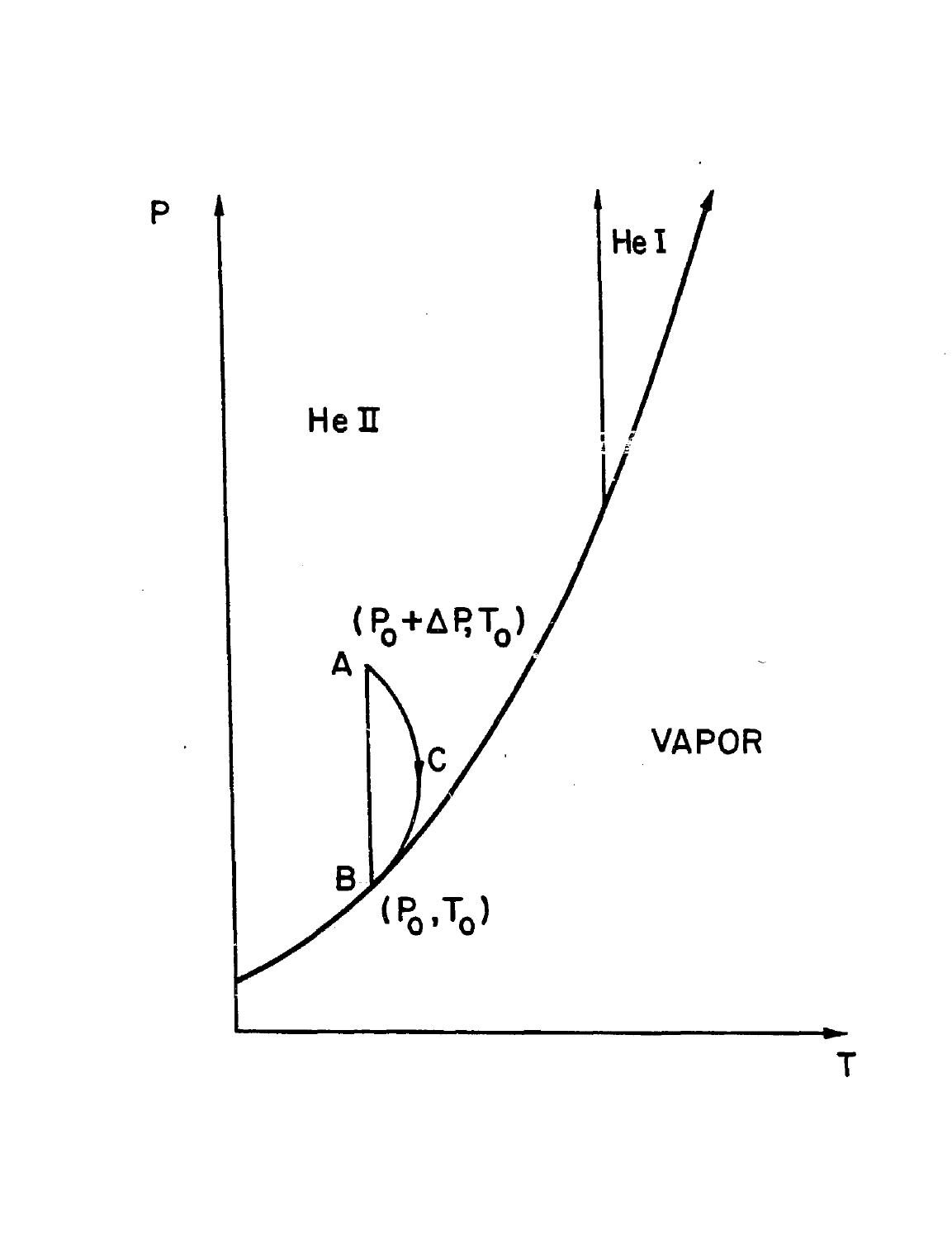P

He I

He II

$(P_0 + \Delta P, T_0)$

A

C

VAPOR

B

$(P_0, T_0)$

T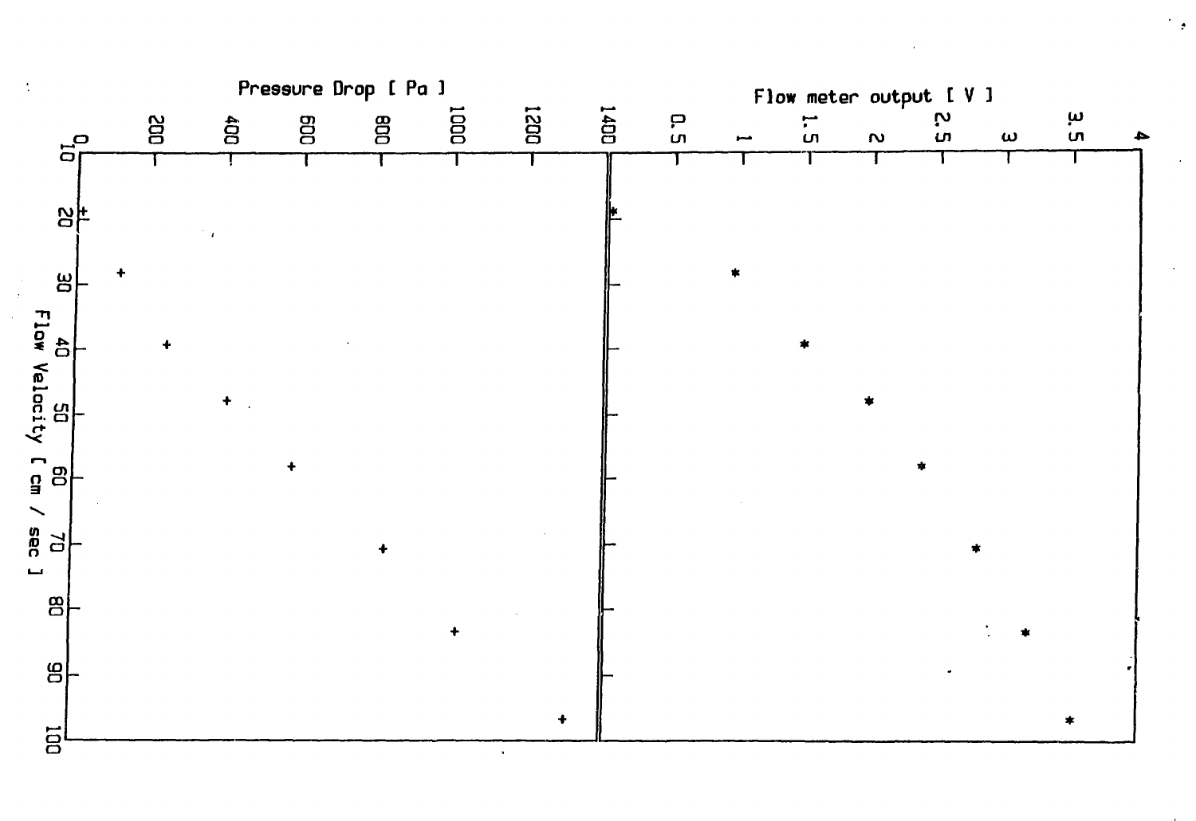Pressure Drop [ Pa ]

0
200
400
600
800
1000
1200
1400

Flow meter output [ V ]

0.5
1
1.5
2
2.5
3
3.5
4

Flow Velocity [ cm / sec ]

10
20
30
40
50
60
70
80
90
100